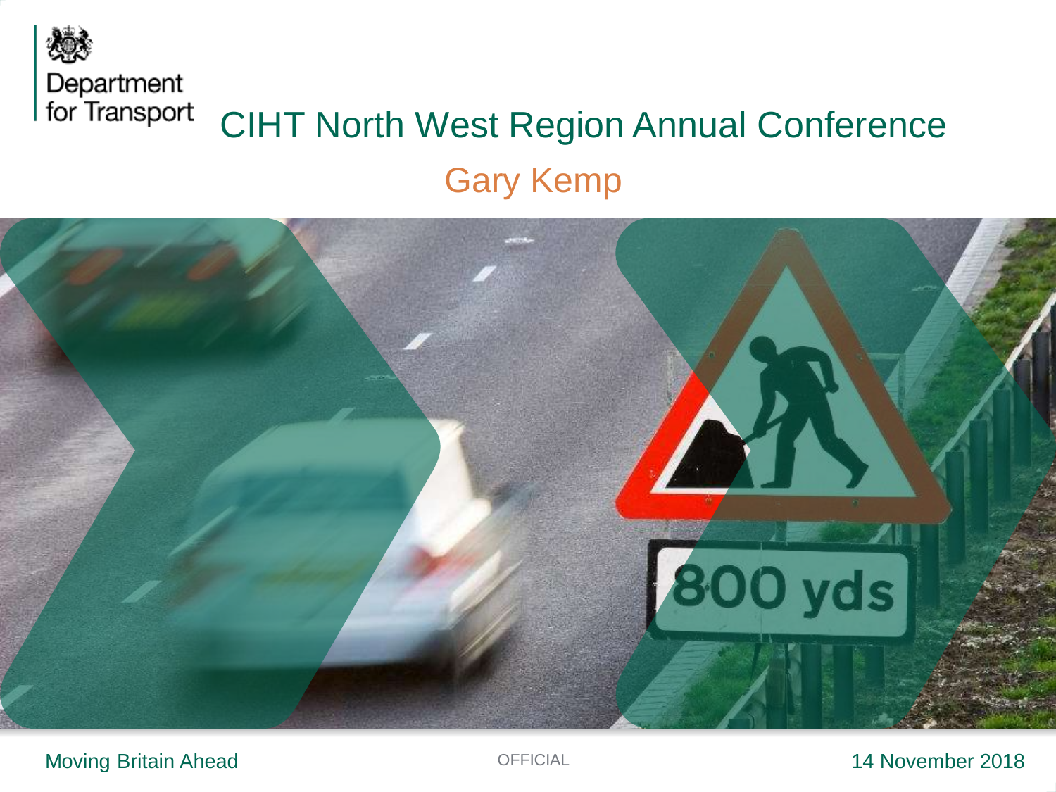Department for Transport

# CIHT North West Region Annual Conference

## Gary Kemp

Moving Britain Ahead

OFFICIAL

14 November 2018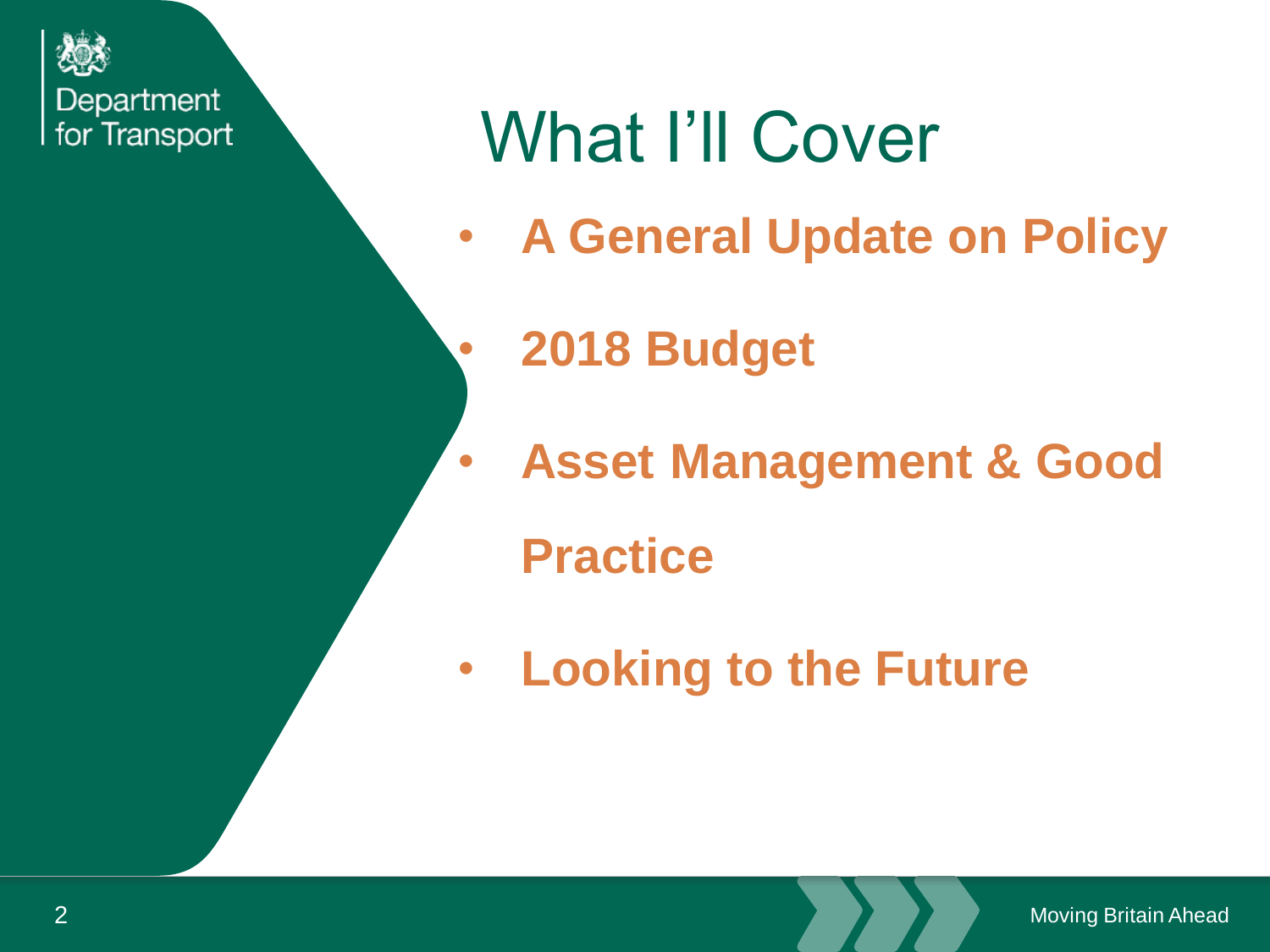# What I'll Cover

- **A General Update on Policy**
- **2018 Budget**
- **Asset Management & Good Practice**
- **Looking to the Future**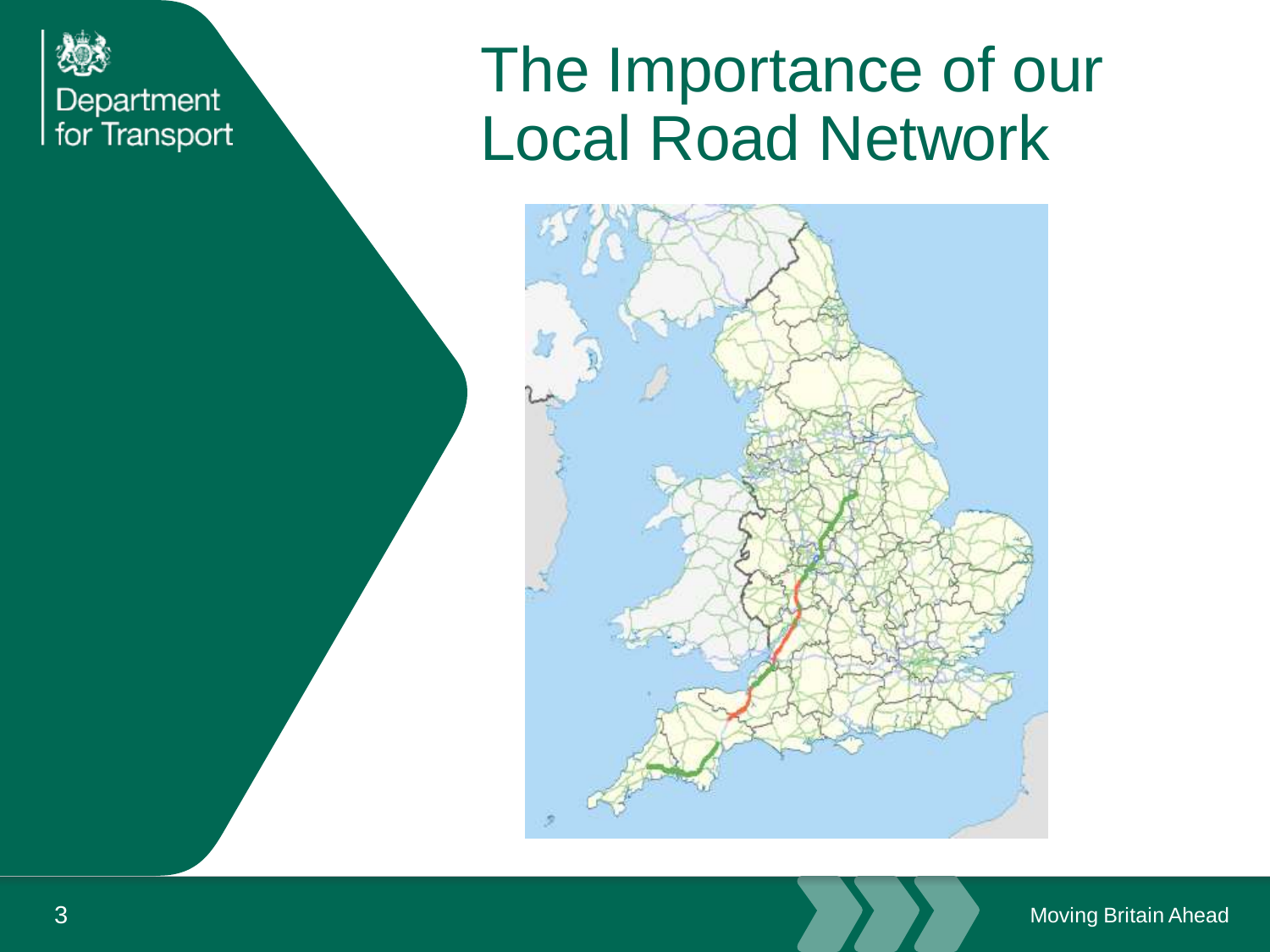# The Importance of our Local Road Network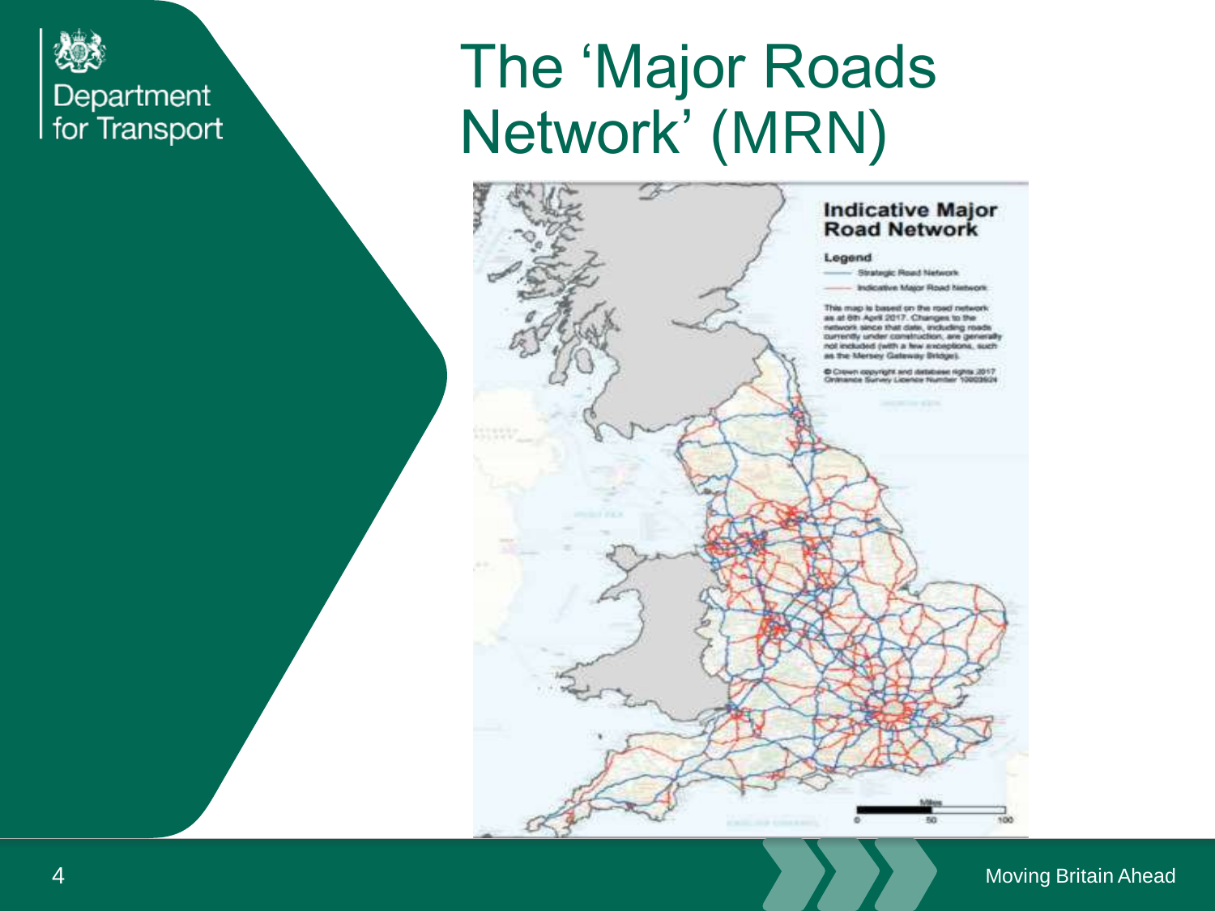# The 'Major Roads Network' (MRN)

## Indicative Major Road Network

**Legend**

- Strategic Road Network
- Indicative Major Road Network

This map is based on the road network as at 6th April 2017. Changes to the network since that date, including roads currently under construction, are generally not included (with a few exceptions, such as the Mersey Gateway Bridge).

© Crown copyright and database rights 2017 Ordnance Survey Licence Number 100039241

Miles

0 50 100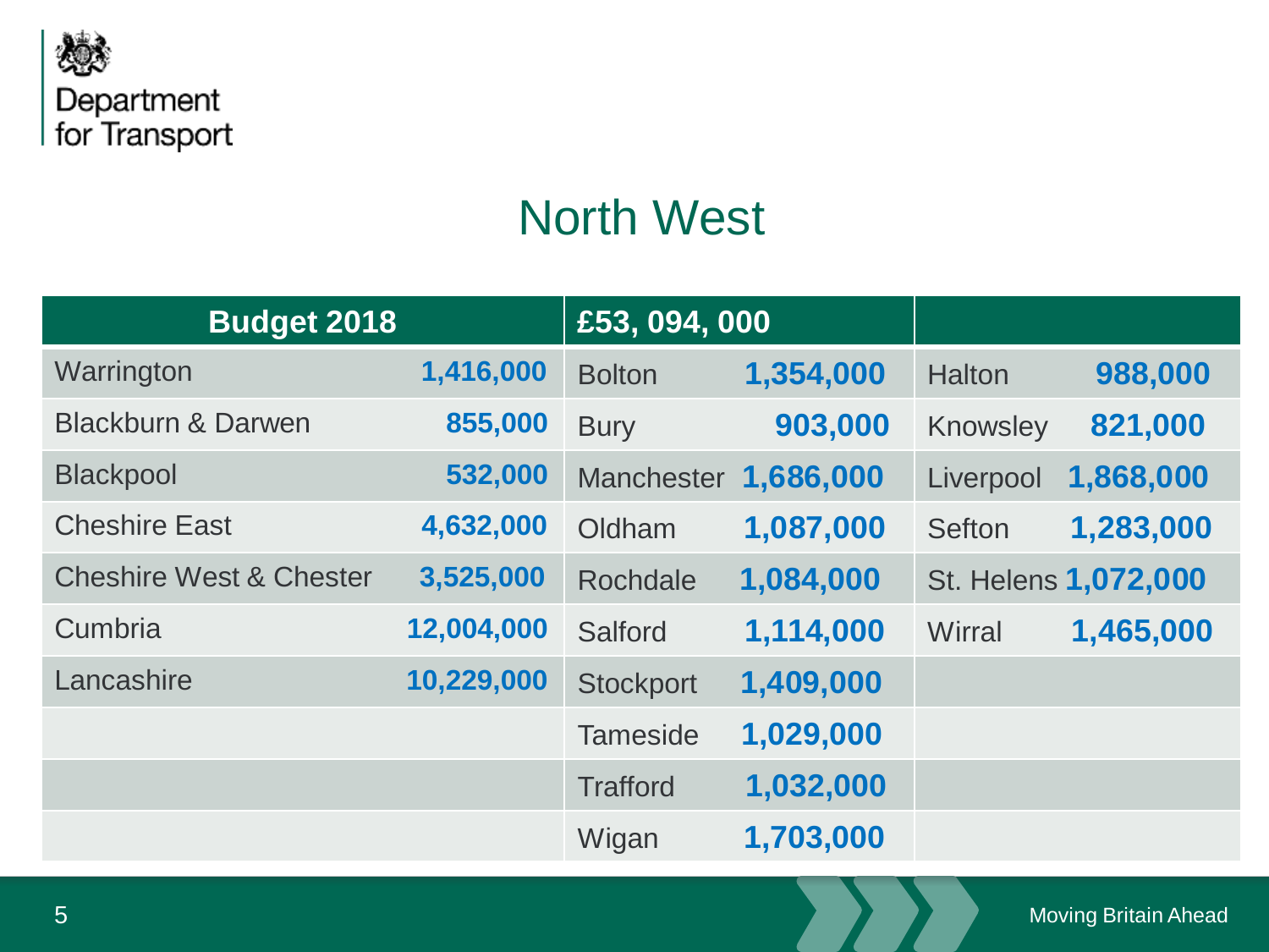# North West

| Budget 2018 | | £53, 094, 000 | | | |
|---|---|---|---|---|---|
| Warrington | 1,416,000 | Bolton | 1,354,000 | Halton | 988,000 |
| Blackburn & Darwen | 855,000 | Bury | 903,000 | Knowsley | 821,000 |
| Blackpool | 532,000 | Manchester | 1,686,000 | Liverpool | 1,868,000 |
| Cheshire East | 4,632,000 | Oldham | 1,087,000 | Sefton | 1,283,000 |
| Cheshire West & Chester | 3,525,000 | Rochdale | 1,084,000 | St. Helens | 1,072,000 |
| Cumbria | 12,004,000 | Salford | 1,114,000 | Wirral | 1,465,000 |
| Lancashire | 10,229,000 | Stockport | 1,409,000 | | |
| | | Tameside | 1,029,000 | | |
| | | Trafford | 1,032,000 | | |
| | | Wigan | 1,703,000 | | |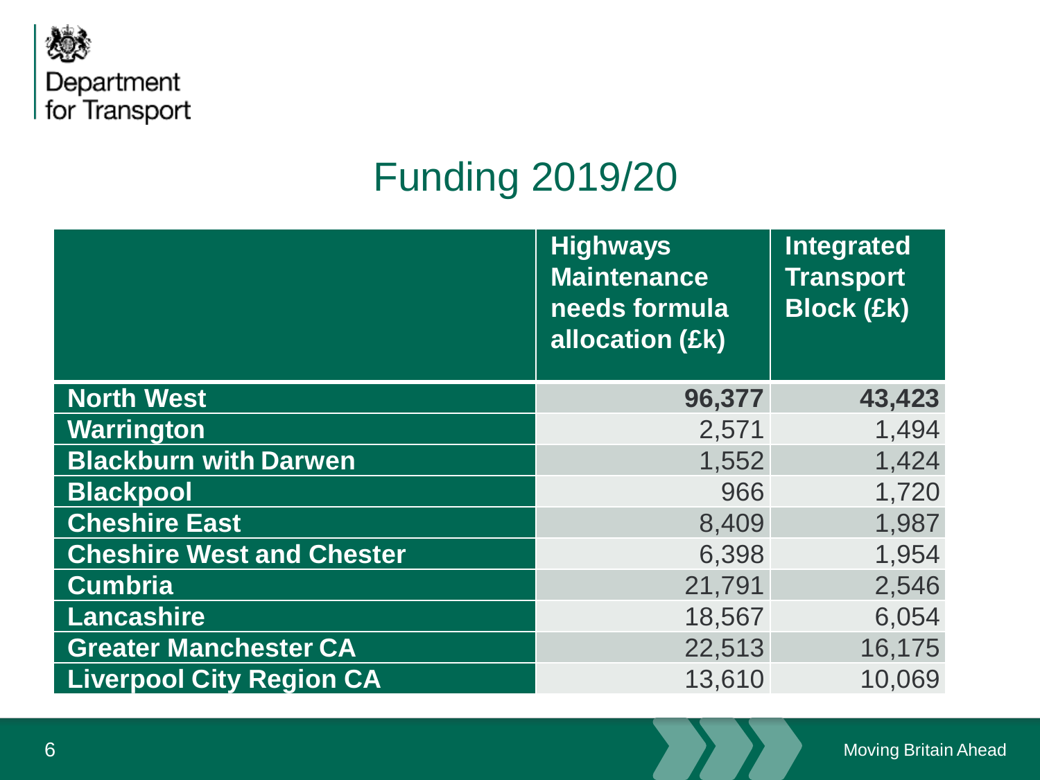# Funding 2019/20

| | Highways Maintenance needs formula allocation (£k) | Integrated Transport Block (£k) |
|---|---|---|
| **North West** | **96,377** | **43,423** |
| **Warrington** | 2,571 | 1,494 |
| **Blackburn with Darwen** | 1,552 | 1,424 |
| **Blackpool** | 966 | 1,720 |
| **Cheshire East** | 8,409 | 1,987 |
| **Cheshire West and Chester** | 6,398 | 1,954 |
| **Cumbria** | 21,791 | 2,546 |
| **Lancashire** | 18,567 | 6,054 |
| **Greater Manchester CA** | 22,513 | 16,175 |
| **Liverpool City Region CA** | 13,610 | 10,069 |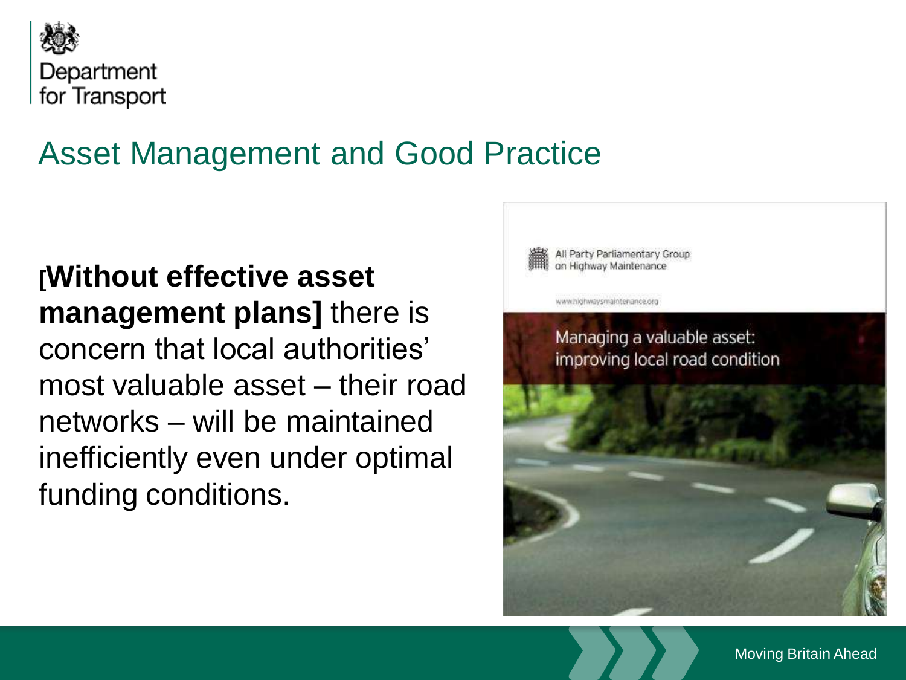# Asset Management and Good Practice

**[Without effective asset management plans]** there is concern that local authorities' most valuable asset – their road networks – will be maintained inefficiently even under optimal funding conditions.

All Party Parliamentary Group on Highway Maintenance

www.highwaysmaintenance.org

Managing a valuable asset: improving local road condition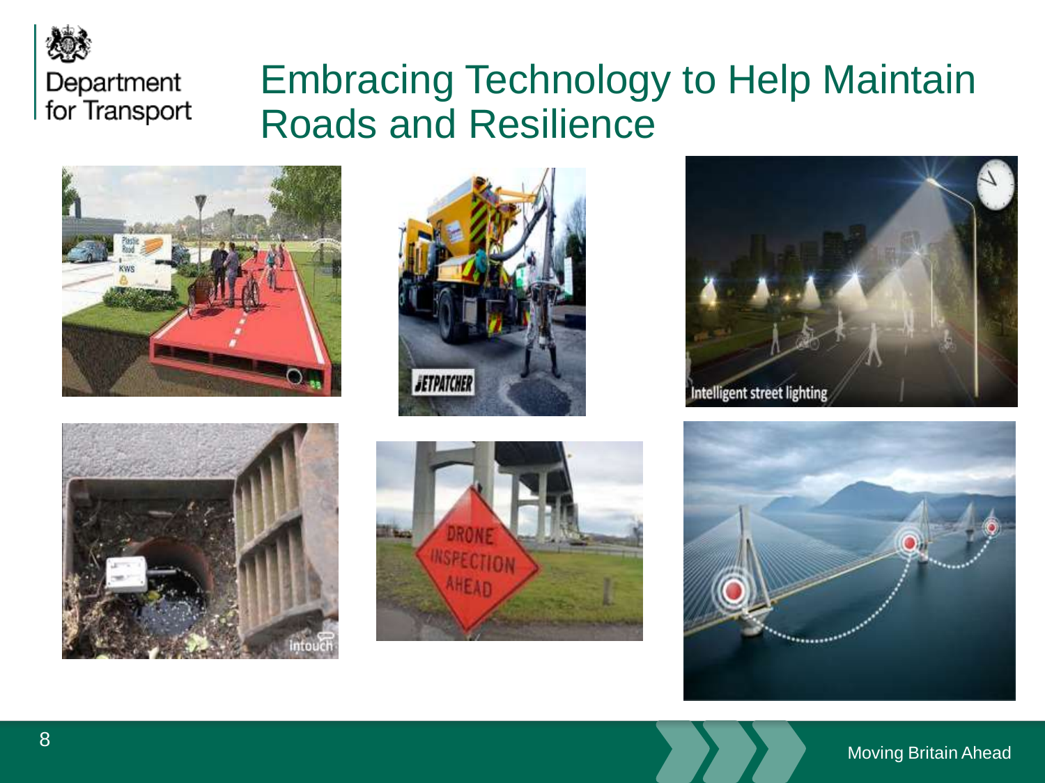# Embracing Technology to Help Maintain Roads and Resilience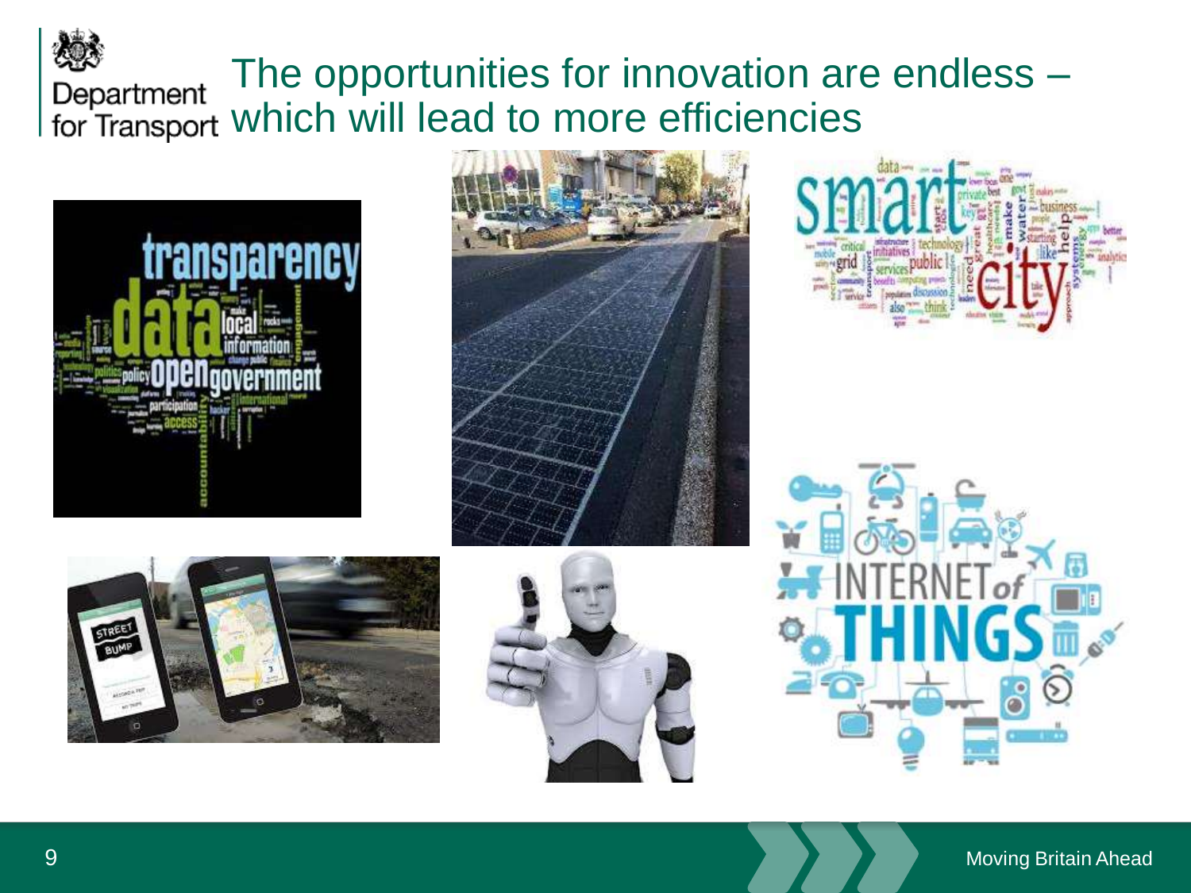# The opportunities for innovation are endless – which will lead to more efficiencies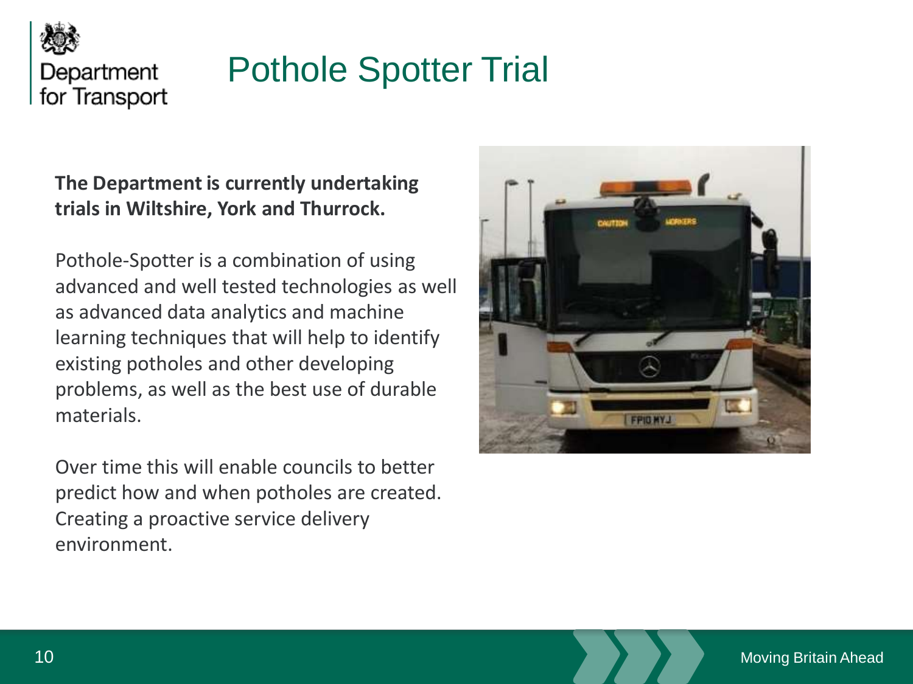# Pothole Spotter Trial

**The Department is currently undertaking trials in Wiltshire, York and Thurrock.**

Pothole-Spotter is a combination of using advanced and well tested technologies as well as advanced data analytics and machine learning techniques that will help to identify existing potholes and other developing problems, as well as the best use of durable materials.

Over time this will enable councils to better predict how and when potholes are created. Creating a proactive service delivery environment.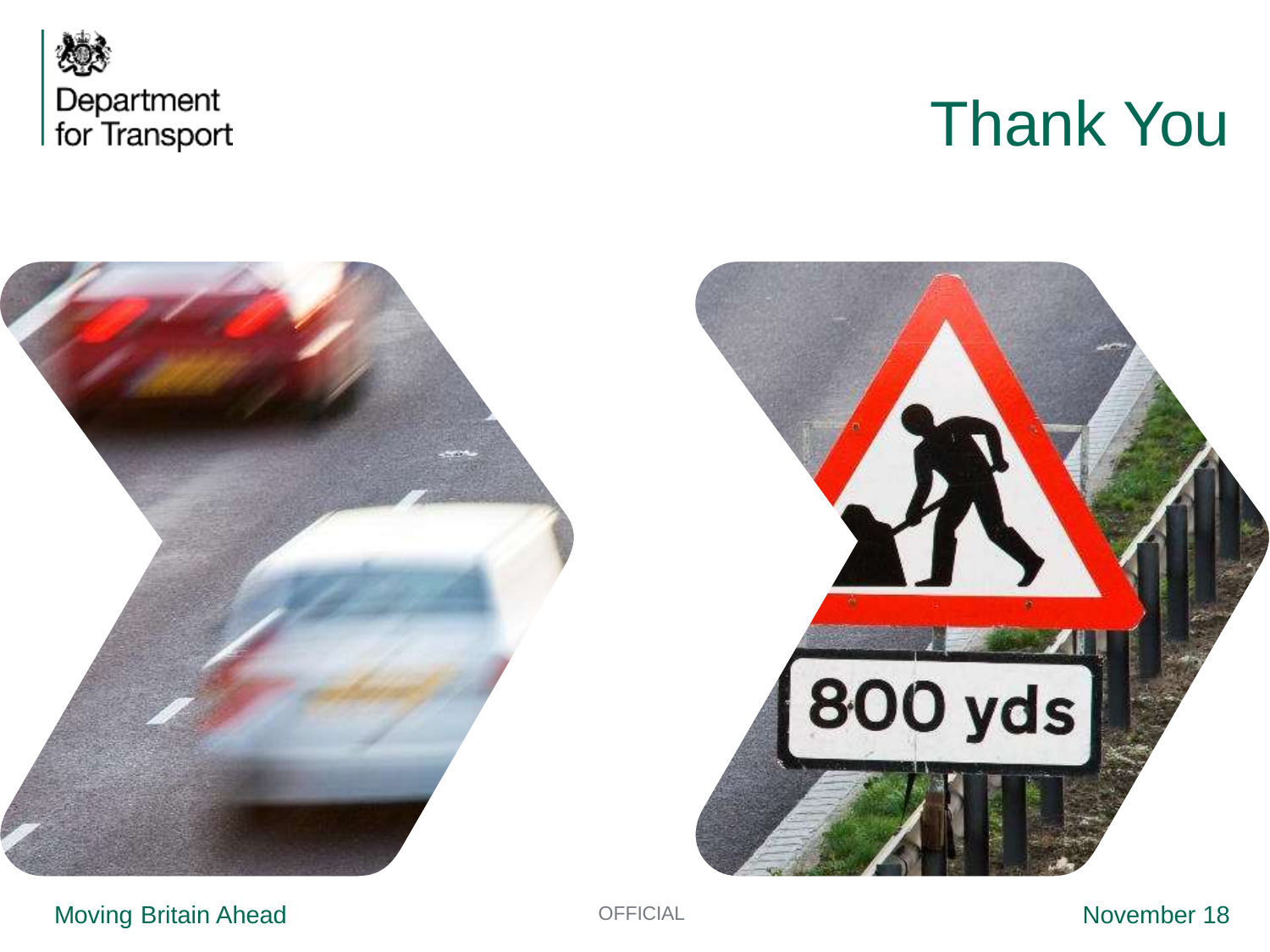Department for Transport

# Thank You

Moving Britain Ahead

OFFICIAL

November 18